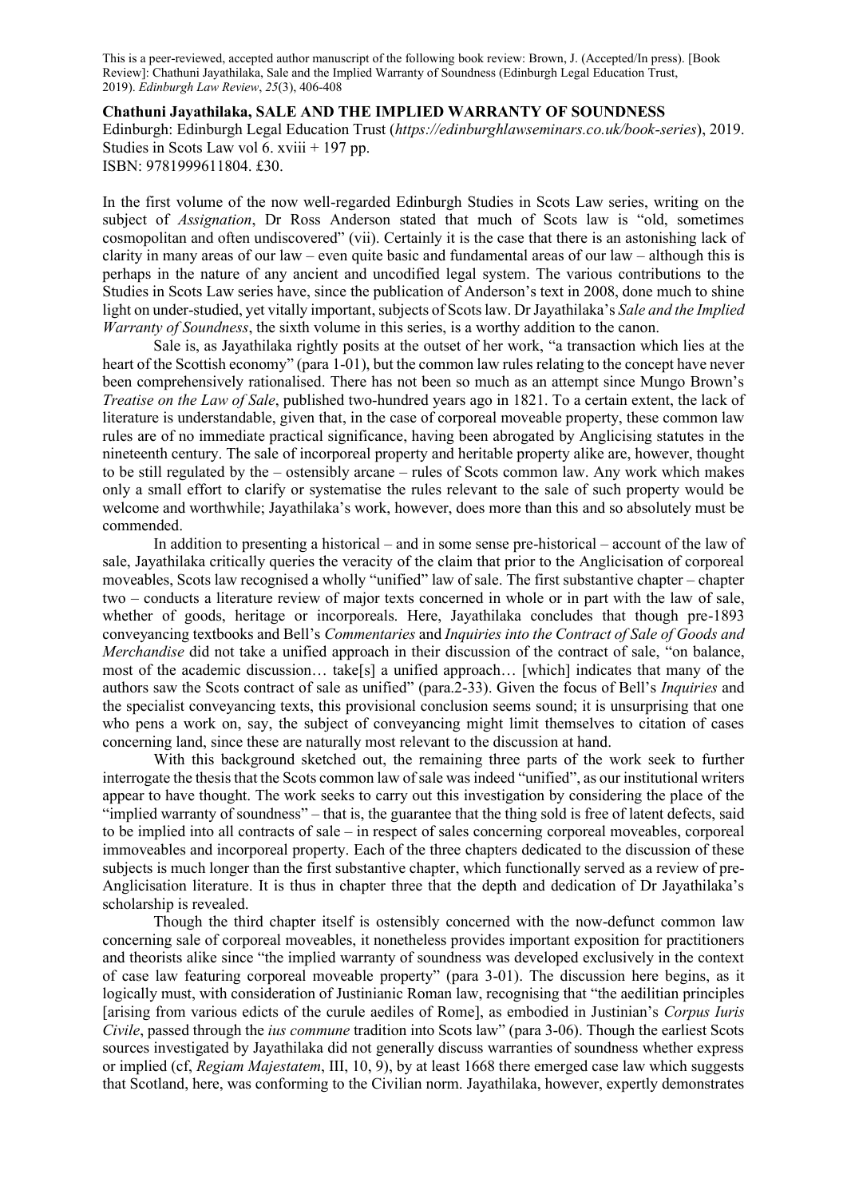This is a peer-reviewed, accepted author manuscript of the following book review: Brown, J. (Accepted/In press). [Book Review]: Chathuni Jayathilaka, Sale and the Implied Warranty of Soundness (Edinburgh Legal Education Trust, 2019). *Edinburgh Law Review*, *25*(3), 406-408

**Chathuni Jayathilaka, SALE AND THE IMPLIED WARRANTY OF SOUNDNESS**
Edinburgh: Edinburgh Legal Education Trust (*https://edinburghlawseminars.co.uk/book-series*), 2019. Studies in Scots Law vol 6. xviii + 197 pp.
ISBN: 9781999611804. £30.

In the first volume of the now well-regarded Edinburgh Studies in Scots Law series, writing on the subject of *Assignation*, Dr Ross Anderson stated that much of Scots law is "old, sometimes cosmopolitan and often undiscovered" (vii). Certainly it is the case that there is an astonishing lack of clarity in many areas of our law – even quite basic and fundamental areas of our law – although this is perhaps in the nature of any ancient and uncodified legal system. The various contributions to the Studies in Scots Law series have, since the publication of Anderson's text in 2008, done much to shine light on under-studied, yet vitally important, subjects of Scots law. Dr Jayathilaka's *Sale and the Implied Warranty of Soundness*, the sixth volume in this series, is a worthy addition to the canon.

Sale is, as Jayathilaka rightly posits at the outset of her work, "a transaction which lies at the heart of the Scottish economy" (para 1-01), but the common law rules relating to the concept have never been comprehensively rationalised. There has not been so much as an attempt since Mungo Brown's *Treatise on the Law of Sale*, published two-hundred years ago in 1821. To a certain extent, the lack of literature is understandable, given that, in the case of corporeal moveable property, these common law rules are of no immediate practical significance, having been abrogated by Anglicising statutes in the nineteenth century. The sale of incorporeal property and heritable property alike are, however, thought to be still regulated by the – ostensibly arcane – rules of Scots common law. Any work which makes only a small effort to clarify or systematise the rules relevant to the sale of such property would be welcome and worthwhile; Jayathilaka's work, however, does more than this and so absolutely must be commended.

In addition to presenting a historical – and in some sense pre-historical – account of the law of sale, Jayathilaka critically queries the veracity of the claim that prior to the Anglicisation of corporeal moveables, Scots law recognised a wholly "unified" law of sale. The first substantive chapter – chapter two – conducts a literature review of major texts concerned in whole or in part with the law of sale, whether of goods, heritage or incorporeals. Here, Jayathilaka concludes that though pre-1893 conveyancing textbooks and Bell's *Commentaries* and *Inquiries into the Contract of Sale of Goods and Merchandise* did not take a unified approach in their discussion of the contract of sale, "on balance, most of the academic discussion… take[s] a unified approach… [which] indicates that many of the authors saw the Scots contract of sale as unified" (para.2-33). Given the focus of Bell's *Inquiries* and the specialist conveyancing texts, this provisional conclusion seems sound; it is unsurprising that one who pens a work on, say, the subject of conveyancing might limit themselves to citation of cases concerning land, since these are naturally most relevant to the discussion at hand.

With this background sketched out, the remaining three parts of the work seek to further interrogate the thesis that the Scots common law of sale was indeed "unified", as our institutional writers appear to have thought. The work seeks to carry out this investigation by considering the place of the "implied warranty of soundness" – that is, the guarantee that the thing sold is free of latent defects, said to be implied into all contracts of sale – in respect of sales concerning corporeal moveables, corporeal immoveables and incorporeal property. Each of the three chapters dedicated to the discussion of these subjects is much longer than the first substantive chapter, which functionally served as a review of pre-Anglicisation literature. It is thus in chapter three that the depth and dedication of Dr Jayathilaka's scholarship is revealed.

Though the third chapter itself is ostensibly concerned with the now-defunct common law concerning sale of corporeal moveables, it nonetheless provides important exposition for practitioners and theorists alike since "the implied warranty of soundness was developed exclusively in the context of case law featuring corporeal moveable property" (para 3-01). The discussion here begins, as it logically must, with consideration of Justinianic Roman law, recognising that "the aedilitian principles [arising from various edicts of the curule aediles of Rome], as embodied in Justinian's *Corpus Iuris Civile*, passed through the *ius commune* tradition into Scots law" (para 3-06). Though the earliest Scots sources investigated by Jayathilaka did not generally discuss warranties of soundness whether express or implied (cf, *Regiam Majestatem*, III, 10, 9), by at least 1668 there emerged case law which suggests that Scotland, here, was conforming to the Civilian norm. Jayathilaka, however, expertly demonstrates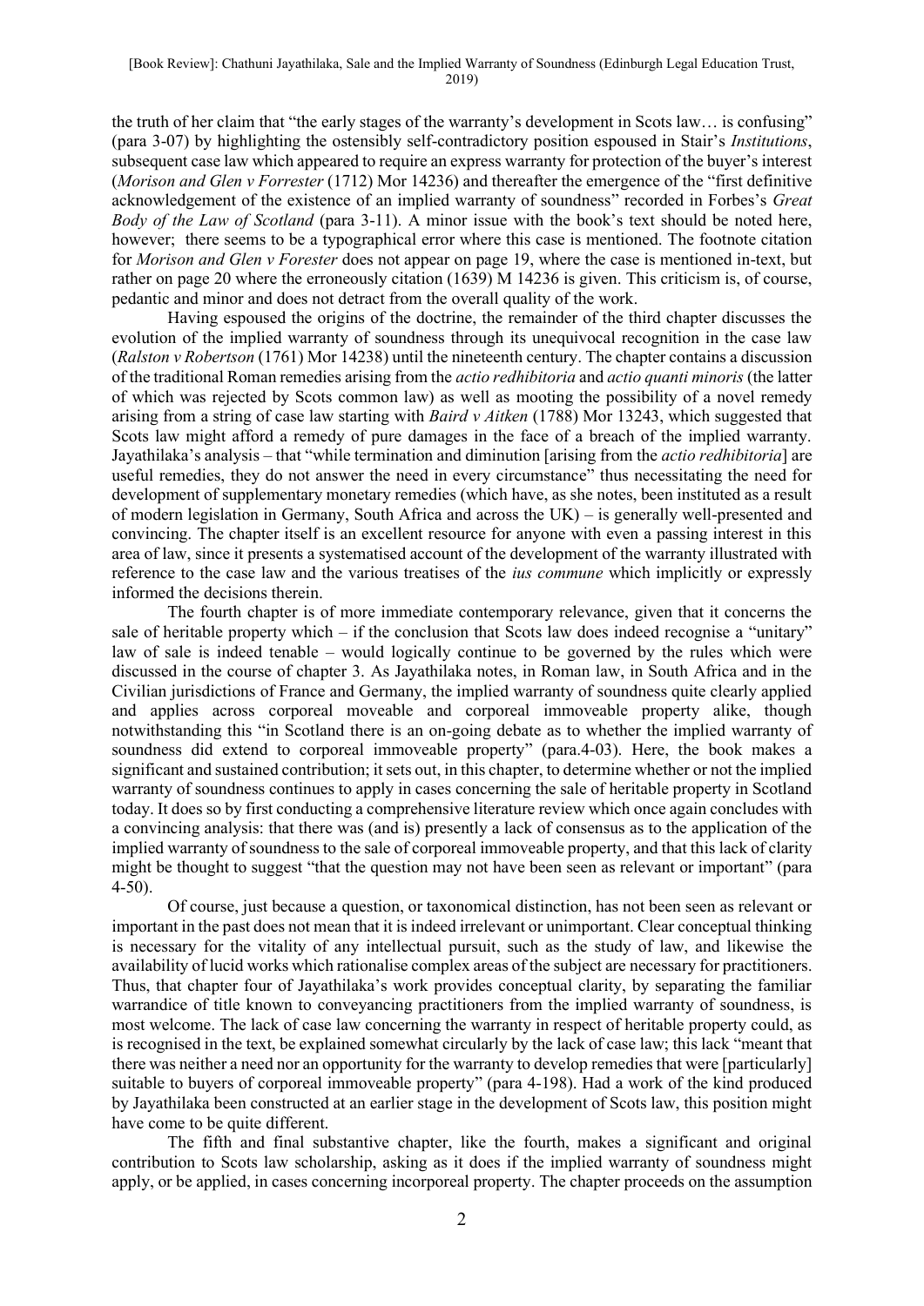the truth of her claim that "the early stages of the warranty's development in Scots law… is confusing" (para 3-07) by highlighting the ostensibly self-contradictory position espoused in Stair's *Institutions*, subsequent case law which appeared to require an express warranty for protection of the buyer's interest (*Morison and Glen v Forrester* (1712) Mor 14236) and thereafter the emergence of the "first definitive acknowledgement of the existence of an implied warranty of soundness" recorded in Forbes's *Great Body of the Law of Scotland* (para 3-11). A minor issue with the book's text should be noted here, however; there seems to be a typographical error where this case is mentioned. The footnote citation for *Morison and Glen v Forester* does not appear on page 19, where the case is mentioned in-text, but rather on page 20 where the erroneously citation (1639) M 14236 is given. This criticism is, of course, pedantic and minor and does not detract from the overall quality of the work.

Having espoused the origins of the doctrine, the remainder of the third chapter discusses the evolution of the implied warranty of soundness through its unequivocal recognition in the case law (*Ralston v Robertson* (1761) Mor 14238) until the nineteenth century. The chapter contains a discussion of the traditional Roman remedies arising from the *actio redhibitoria* and *actio quanti minoris* (the latter of which was rejected by Scots common law) as well as mooting the possibility of a novel remedy arising from a string of case law starting with *Baird v Aitken* (1788) Mor 13243, which suggested that Scots law might afford a remedy of pure damages in the face of a breach of the implied warranty. Jayathilaka's analysis – that "while termination and diminution [arising from the *actio redhibitoria*] are useful remedies, they do not answer the need in every circumstance" thus necessitating the need for development of supplementary monetary remedies (which have, as she notes, been instituted as a result of modern legislation in Germany, South Africa and across the UK) – is generally well-presented and convincing. The chapter itself is an excellent resource for anyone with even a passing interest in this area of law, since it presents a systematised account of the development of the warranty illustrated with reference to the case law and the various treatises of the *ius commune* which implicitly or expressly informed the decisions therein.

The fourth chapter is of more immediate contemporary relevance, given that it concerns the sale of heritable property which – if the conclusion that Scots law does indeed recognise a "unitary" law of sale is indeed tenable – would logically continue to be governed by the rules which were discussed in the course of chapter 3. As Jayathilaka notes, in Roman law, in South Africa and in the Civilian jurisdictions of France and Germany, the implied warranty of soundness quite clearly applied and applies across corporeal moveable and corporeal immoveable property alike, though notwithstanding this "in Scotland there is an on-going debate as to whether the implied warranty of soundness did extend to corporeal immoveable property" (para.4-03). Here, the book makes a significant and sustained contribution; it sets out, in this chapter, to determine whether or not the implied warranty of soundness continues to apply in cases concerning the sale of heritable property in Scotland today. It does so by first conducting a comprehensive literature review which once again concludes with a convincing analysis: that there was (and is) presently a lack of consensus as to the application of the implied warranty of soundness to the sale of corporeal immoveable property, and that this lack of clarity might be thought to suggest "that the question may not have been seen as relevant or important" (para 4-50).

Of course, just because a question, or taxonomical distinction, has not been seen as relevant or important in the past does not mean that it is indeed irrelevant or unimportant. Clear conceptual thinking is necessary for the vitality of any intellectual pursuit, such as the study of law, and likewise the availability of lucid works which rationalise complex areas of the subject are necessary for practitioners. Thus, that chapter four of Jayathilaka's work provides conceptual clarity, by separating the familiar warrandice of title known to conveyancing practitioners from the implied warranty of soundness, is most welcome. The lack of case law concerning the warranty in respect of heritable property could, as is recognised in the text, be explained somewhat circularly by the lack of case law; this lack "meant that there was neither a need nor an opportunity for the warranty to develop remedies that were [particularly] suitable to buyers of corporeal immoveable property" (para 4-198). Had a work of the kind produced by Jayathilaka been constructed at an earlier stage in the development of Scots law, this position might have come to be quite different.

The fifth and final substantive chapter, like the fourth, makes a significant and original contribution to Scots law scholarship, asking as it does if the implied warranty of soundness might apply, or be applied, in cases concerning incorporeal property. The chapter proceeds on the assumption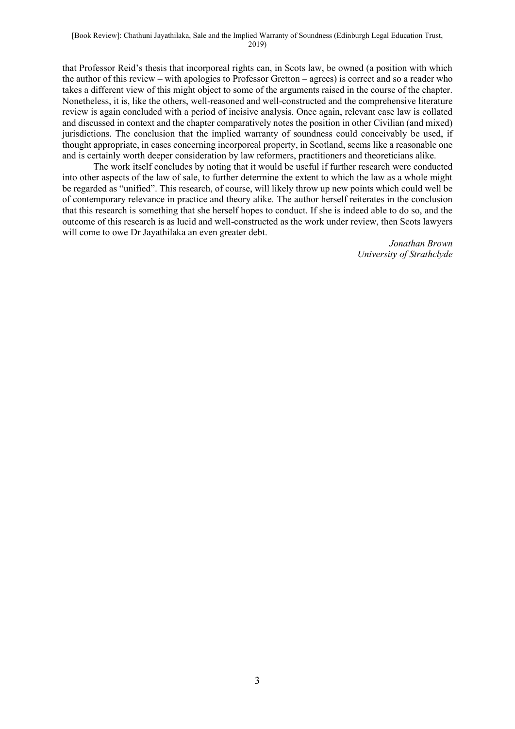that Professor Reid's thesis that incorporeal rights can, in Scots law, be owned (a position with which the author of this review – with apologies to Professor Gretton – agrees) is correct and so a reader who takes a different view of this might object to some of the arguments raised in the course of the chapter. Nonetheless, it is, like the others, well-reasoned and well-constructed and the comprehensive literature review is again concluded with a period of incisive analysis. Once again, relevant case law is collated and discussed in context and the chapter comparatively notes the position in other Civilian (and mixed) jurisdictions. The conclusion that the implied warranty of soundness could conceivably be used, if thought appropriate, in cases concerning incorporeal property, in Scotland, seems like a reasonable one and is certainly worth deeper consideration by law reformers, practitioners and theoreticians alike.

The work itself concludes by noting that it would be useful if further research were conducted into other aspects of the law of sale, to further determine the extent to which the law as a whole might be regarded as "unified". This research, of course, will likely throw up new points which could well be of contemporary relevance in practice and theory alike. The author herself reiterates in the conclusion that this research is something that she herself hopes to conduct. If she is indeed able to do so, and the outcome of this research is as lucid and well-constructed as the work under review, then Scots lawyers will come to owe Dr Jayathilaka an even greater debt.

*Jonathan Brown*
*University of Strathclyde*